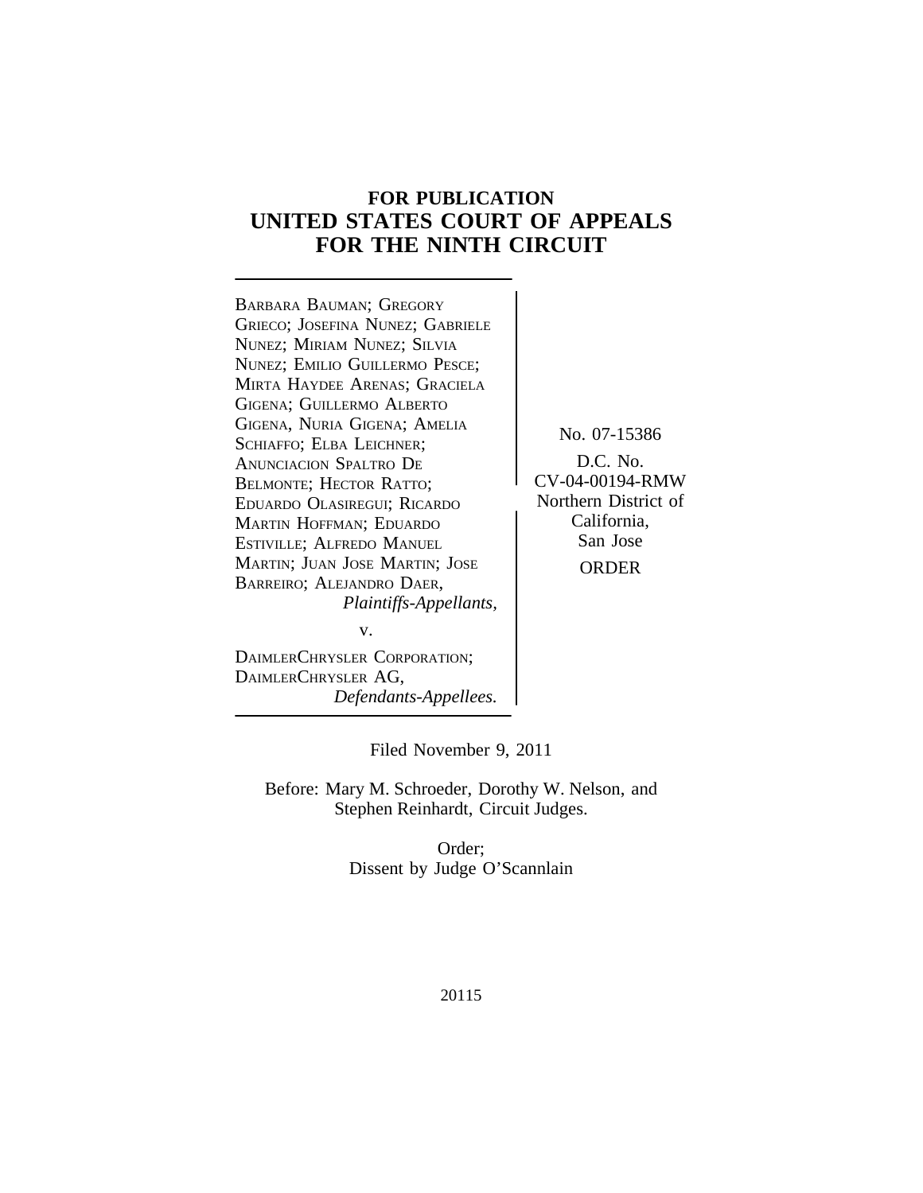# FOR PUBLICATION
# UNITED STATES COURT OF APPEALS
# FOR THE NINTH CIRCUIT

BARBARA BAUMAN; GREGORY GRIECO; JOSEFINA NUNEZ; GABRIELE NUNEZ; MIRIAM NUNEZ; SILVIA NUNEZ; EMILIO GUILLERMO PESCE; MIRTA HAYDEE ARENAS; GRACIELA GIGENA; GUILLERMO ALBERTO GIGENA, NURIA GIGENA; AMELIA SCHIAFFO; ELBA LEICHNER; ANUNCIACION SPALTRO DE BELMONTE; HECTOR RATTO; EDUARDO OLASIREGUI; RICARDO MARTIN HOFFMAN; EDUARDO ESTIVILLE; ALFREDO MANUEL MARTIN; JUAN JOSE MARTIN; JOSE BARREIRO; ALEJANDRO DAER,
*Plaintiffs-Appellants,*

v.

DAIMLERCHRYSLER CORPORATION; DAIMLERCHRYSLER AG,
*Defendants-Appellees.*

No. 07-15386

D.C. No. CV-04-00194-RMW
Northern District of California, San Jose

ORDER

Filed November 9, 2011

Before: Mary M. Schroeder, Dorothy W. Nelson, and Stephen Reinhardt, Circuit Judges.

Order;
Dissent by Judge O'Scannlain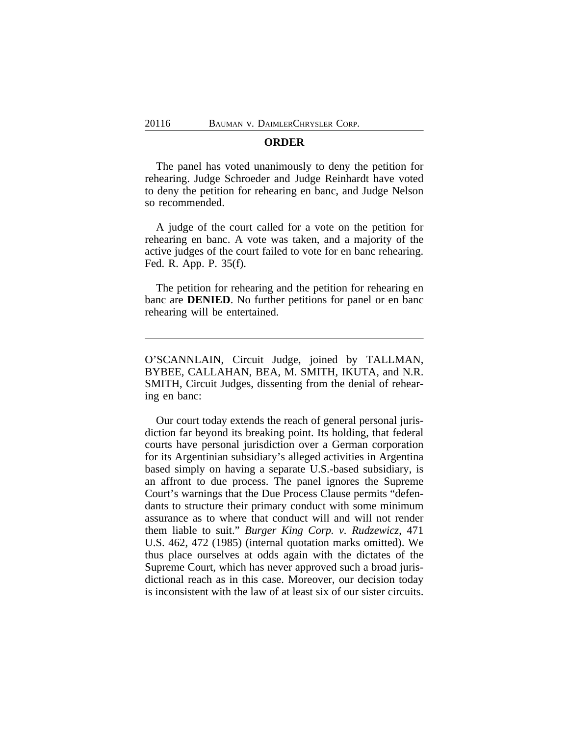## ORDER

The panel has voted unanimously to deny the petition for rehearing. Judge Schroeder and Judge Reinhardt have voted to deny the petition for rehearing en banc, and Judge Nelson so recommended.

A judge of the court called for a vote on the petition for rehearing en banc. A vote was taken, and a majority of the active judges of the court failed to vote for en banc rehearing. Fed. R. App. P. 35(f).

The petition for rehearing and the petition for rehearing en banc are **DENIED**. No further petitions for panel or en banc rehearing will be entertained.

---

O'SCANNLAIN, Circuit Judge, joined by TALLMAN, BYBEE, CALLAHAN, BEA, M. SMITH, IKUTA, and N.R. SMITH, Circuit Judges, dissenting from the denial of rehearing en banc:

Our court today extends the reach of general personal jurisdiction far beyond its breaking point. Its holding, that federal courts have personal jurisdiction over a German corporation for its Argentinian subsidiary's alleged activities in Argentina based simply on having a separate U.S.-based subsidiary, is an affront to due process. The panel ignores the Supreme Court's warnings that the Due Process Clause permits "defendants to structure their primary conduct with some minimum assurance as to where that conduct will and will not render them liable to suit." *Burger King Corp. v. Rudzewicz*, 471 U.S. 462, 472 (1985) (internal quotation marks omitted). We thus place ourselves at odds again with the dictates of the Supreme Court, which has never approved such a broad jurisdictional reach as in this case. Moreover, our decision today is inconsistent with the law of at least six of our sister circuits.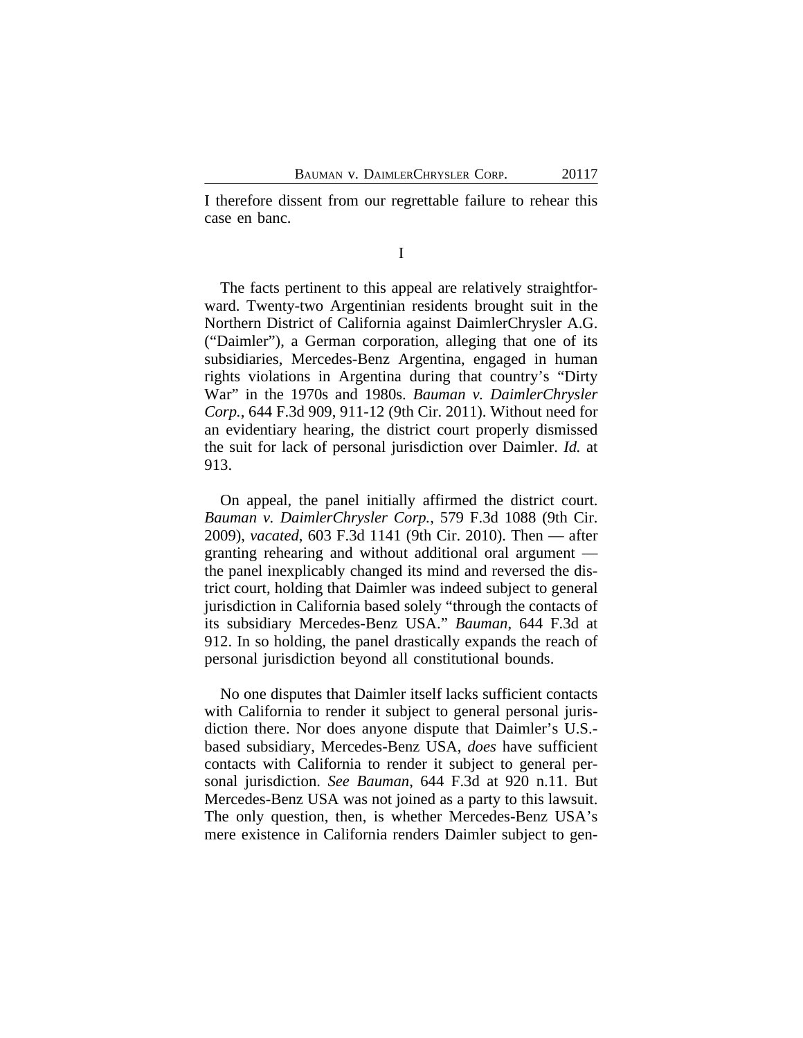I therefore dissent from our regrettable failure to rehear this case en banc.

I

The facts pertinent to this appeal are relatively straightforward. Twenty-two Argentinian residents brought suit in the Northern District of California against DaimlerChrysler A.G. ("Daimler"), a German corporation, alleging that one of its subsidiaries, Mercedes-Benz Argentina, engaged in human rights violations in Argentina during that country's "Dirty War" in the 1970s and 1980s. *Bauman v. DaimlerChrysler Corp.*, 644 F.3d 909, 911-12 (9th Cir. 2011). Without need for an evidentiary hearing, the district court properly dismissed the suit for lack of personal jurisdiction over Daimler. *Id.* at 913.

On appeal, the panel initially affirmed the district court. *Bauman v. DaimlerChrysler Corp.*, 579 F.3d 1088 (9th Cir. 2009), *vacated*, 603 F.3d 1141 (9th Cir. 2010). Then — after granting rehearing and without additional oral argument — the panel inexplicably changed its mind and reversed the district court, holding that Daimler was indeed subject to general jurisdiction in California based solely "through the contacts of its subsidiary Mercedes-Benz USA." *Bauman*, 644 F.3d at 912. In so holding, the panel drastically expands the reach of personal jurisdiction beyond all constitutional bounds.

No one disputes that Daimler itself lacks sufficient contacts with California to render it subject to general personal jurisdiction there. Nor does anyone dispute that Daimler's U.S.-based subsidiary, Mercedes-Benz USA, *does* have sufficient contacts with California to render it subject to general personal jurisdiction. *See Bauman*, 644 F.3d at 920 n.11. But Mercedes-Benz USA was not joined as a party to this lawsuit. The only question, then, is whether Mercedes-Benz USA's mere existence in California renders Daimler subject to gen-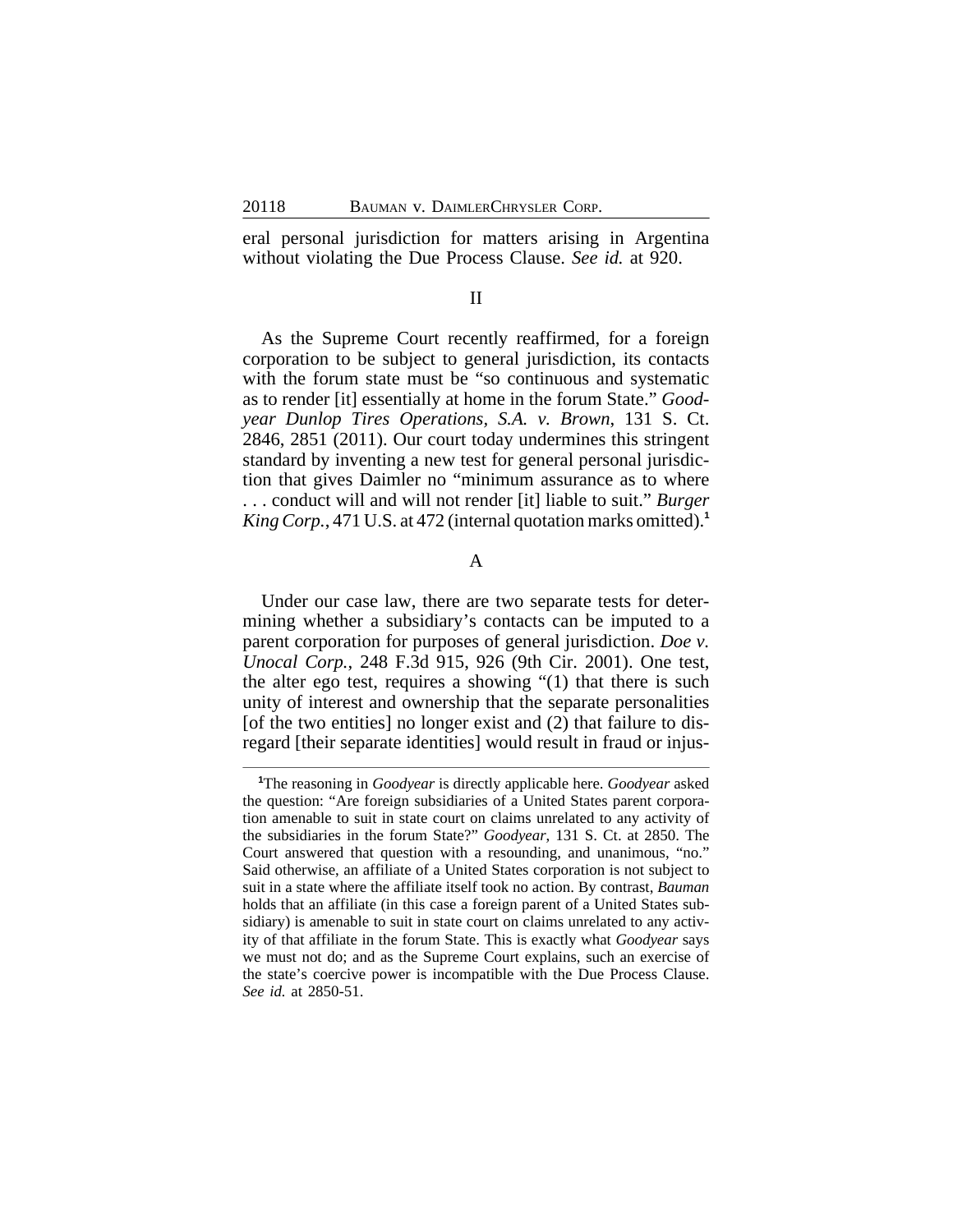eral personal jurisdiction for matters arising in Argentina without violating the Due Process Clause. *See id.* at 920.

## II

As the Supreme Court recently reaffirmed, for a foreign corporation to be subject to general jurisdiction, its contacts with the forum state must be "so continuous and systematic as to render [it] essentially at home in the forum State." *Goodyear Dunlop Tires Operations, S.A. v. Brown*, 131 S. Ct. 2846, 2851 (2011). Our court today undermines this stringent standard by inventing a new test for general personal jurisdiction that gives Daimler no "minimum assurance as to where . . . conduct will and will not render [it] liable to suit." *Burger King Corp.*, 471 U.S. at 472 (internal quotation marks omitted).[1]

### A

Under our case law, there are two separate tests for determining whether a subsidiary's contacts can be imputed to a parent corporation for purposes of general jurisdiction. *Doe v. Unocal Corp.*, 248 F.3d 915, 926 (9th Cir. 2001). One test, the alter ego test, requires a showing "(1) that there is such unity of interest and ownership that the separate personalities [of the two entities] no longer exist and (2) that failure to disregard [their separate identities] would result in fraud or injus-

---

[1]The reasoning in *Goodyear* is directly applicable here. *Goodyear* asked the question: "Are foreign subsidiaries of a United States parent corporation amenable to suit in state court on claims unrelated to any activity of the subsidiaries in the forum State?" *Goodyear*, 131 S. Ct. at 2850. The Court answered that question with a resounding, and unanimous, "no." Said otherwise, an affiliate of a United States corporation is not subject to suit in a state where the affiliate itself took no action. By contrast, *Bauman* holds that an affiliate (in this case a foreign parent of a United States subsidiary) is amenable to suit in state court on claims unrelated to any activity of that affiliate in the forum State. This is exactly what *Goodyear* says we must not do; and as the Supreme Court explains, such an exercise of the state's coercive power is incompatible with the Due Process Clause. *See id.* at 2850-51.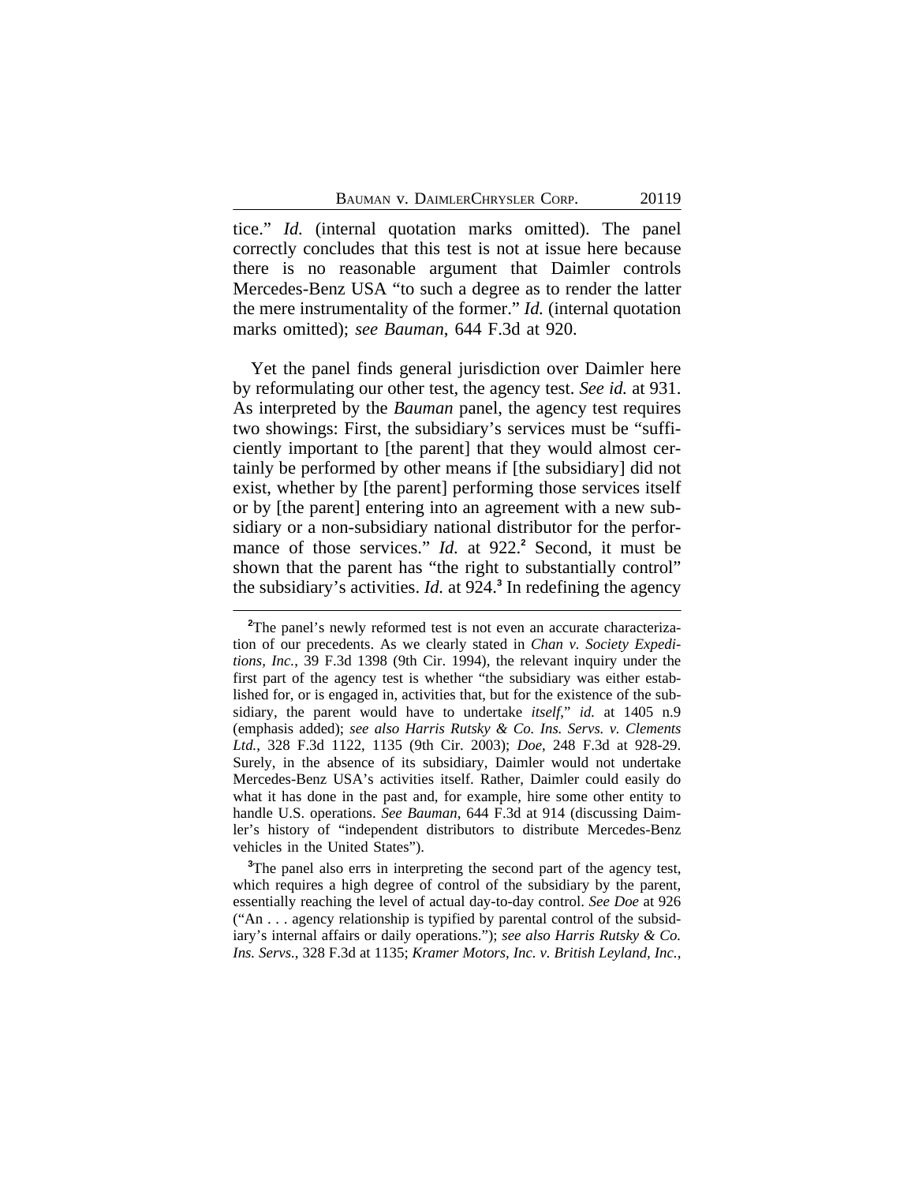tice." *Id.* (internal quotation marks omitted). The panel correctly concludes that this test is not at issue here because there is no reasonable argument that Daimler controls Mercedes-Benz USA "to such a degree as to render the latter the mere instrumentality of the former." *Id.* (internal quotation marks omitted); *see Bauman*, 644 F.3d at 920.

Yet the panel finds general jurisdiction over Daimler here by reformulating our other test, the agency test. *See id.* at 931. As interpreted by the *Bauman* panel, the agency test requires two showings: First, the subsidiary's services must be "sufficiently important to [the parent] that they would almost certainly be performed by other means if [the subsidiary] did not exist, whether by [the parent] performing those services itself or by [the parent] entering into an agreement with a new subsidiary or a non-subsidiary national distributor for the performance of those services." *Id.* at 922.[2] Second, it must be shown that the parent has "the right to substantially control" the subsidiary's activities. *Id.* at 924.[3] In redefining the agency

---

[2]The panel's newly reformed test is not even an accurate characterization of our precedents. As we clearly stated in *Chan v. Society Expeditions, Inc.*, 39 F.3d 1398 (9th Cir. 1994), the relevant inquiry under the first part of the agency test is whether "the subsidiary was either established for, or is engaged in, activities that, but for the existence of the subsidiary, the parent would have to undertake *itself*," *id.* at 1405 n.9 (emphasis added); *see also Harris Rutsky & Co. Ins. Servs. v. Clements Ltd.*, 328 F.3d 1122, 1135 (9th Cir. 2003); *Doe*, 248 F.3d at 928-29. Surely, in the absence of its subsidiary, Daimler would not undertake Mercedes-Benz USA's activities itself. Rather, Daimler could easily do what it has done in the past and, for example, hire some other entity to handle U.S. operations. *See Bauman*, 644 F.3d at 914 (discussing Daimler's history of "independent distributors to distribute Mercedes-Benz vehicles in the United States").

[3]The panel also errs in interpreting the second part of the agency test, which requires a high degree of control of the subsidiary by the parent, essentially reaching the level of actual day-to-day control. *See Doe* at 926 ("An . . . agency relationship is typified by parental control of the subsidiary's internal affairs or daily operations."); *see also Harris Rutsky & Co. Ins. Servs.*, 328 F.3d at 1135; *Kramer Motors, Inc. v. British Leyland, Inc.*,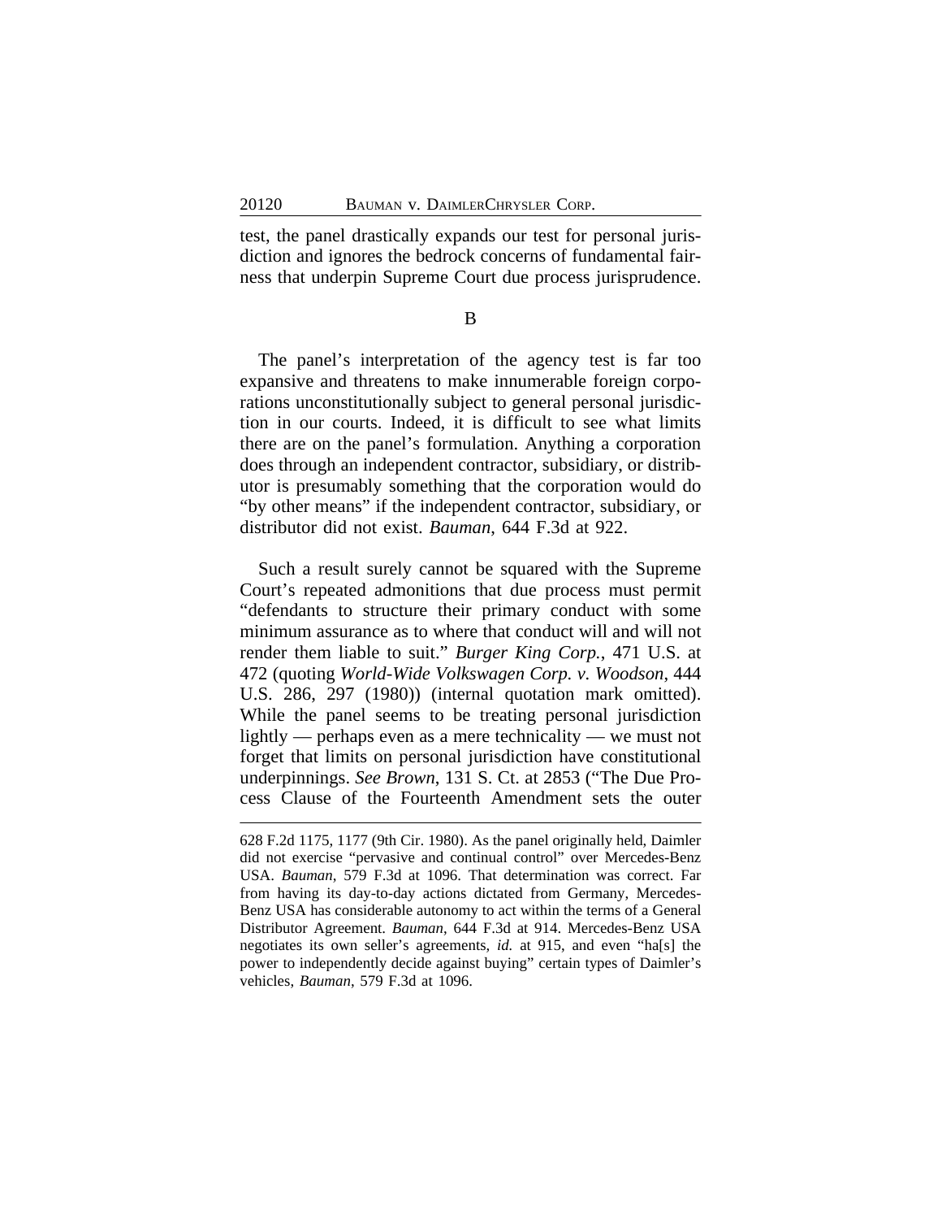test, the panel drastically expands our test for personal jurisdiction and ignores the bedrock concerns of fundamental fairness that underpin Supreme Court due process jurisprudence.

B

The panel's interpretation of the agency test is far too expansive and threatens to make innumerable foreign corporations unconstitutionally subject to general personal jurisdiction in our courts. Indeed, it is difficult to see what limits there are on the panel's formulation. Anything a corporation does through an independent contractor, subsidiary, or distributor is presumably something that the corporation would do "by other means" if the independent contractor, subsidiary, or distributor did not exist. *Bauman*, 644 F.3d at 922.

Such a result surely cannot be squared with the Supreme Court's repeated admonitions that due process must permit "defendants to structure their primary conduct with some minimum assurance as to where that conduct will and will not render them liable to suit." *Burger King Corp.*, 471 U.S. at 472 (quoting *World-Wide Volkswagen Corp. v. Woodson*, 444 U.S. 286, 297 (1980)) (internal quotation mark omitted). While the panel seems to be treating personal jurisdiction lightly — perhaps even as a mere technicality — we must not forget that limits on personal jurisdiction have constitutional underpinnings. *See Brown*, 131 S. Ct. at 2853 ("The Due Process Clause of the Fourteenth Amendment sets the outer

---

628 F.2d 1175, 1177 (9th Cir. 1980). As the panel originally held, Daimler did not exercise "pervasive and continual control" over Mercedes-Benz USA. *Bauman*, 579 F.3d at 1096. That determination was correct. Far from having its day-to-day actions dictated from Germany, Mercedes-Benz USA has considerable autonomy to act within the terms of a General Distributor Agreement. *Bauman*, 644 F.3d at 914. Mercedes-Benz USA negotiates its own seller's agreements, *id.* at 915, and even "ha[s] the power to independently decide against buying" certain types of Daimler's vehicles, *Bauman*, 579 F.3d at 1096.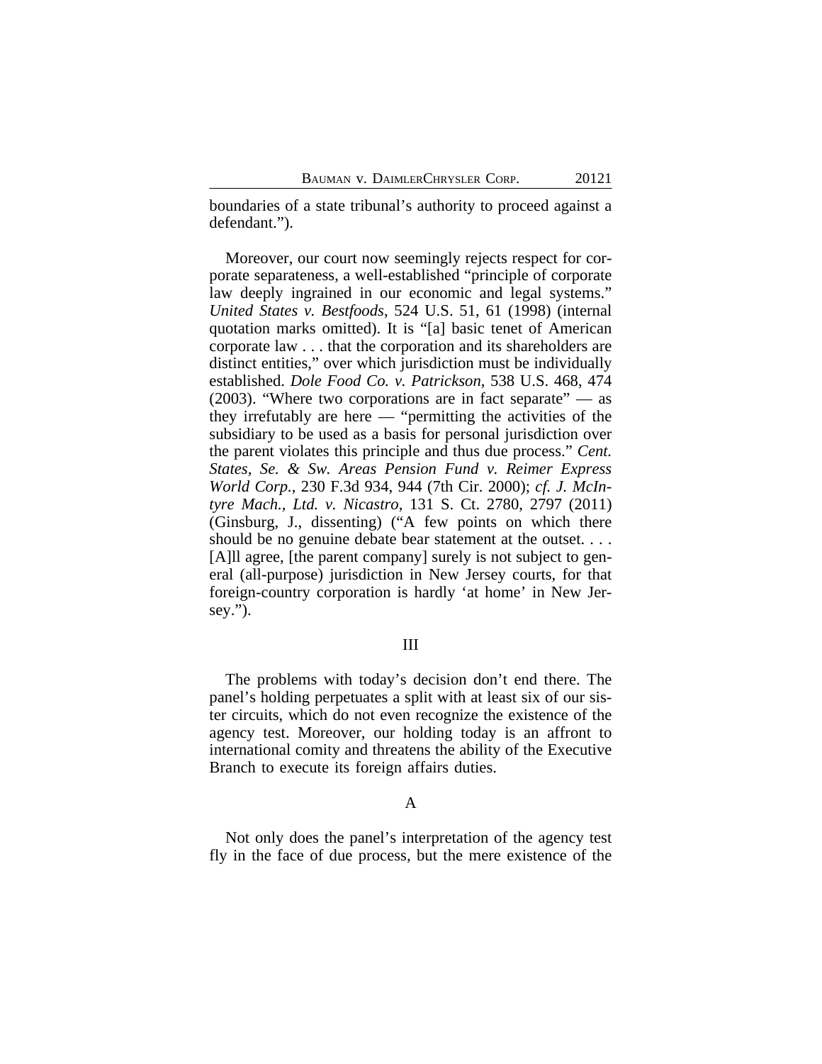boundaries of a state tribunal's authority to proceed against a defendant.").

Moreover, our court now seemingly rejects respect for corporate separateness, a well-established "principle of corporate law deeply ingrained in our economic and legal systems." *United States v. Bestfoods*, 524 U.S. 51, 61 (1998) (internal quotation marks omitted). It is "[a] basic tenet of American corporate law . . . that the corporation and its shareholders are distinct entities," over which jurisdiction must be individually established. *Dole Food Co. v. Patrickson*, 538 U.S. 468, 474 (2003). "Where two corporations are in fact separate" — as they irrefutably are here — "permitting the activities of the subsidiary to be used as a basis for personal jurisdiction over the parent violates this principle and thus due process." *Cent. States, Se. & Sw. Areas Pension Fund v. Reimer Express World Corp.*, 230 F.3d 934, 944 (7th Cir. 2000); *cf. J. McIntyre Mach., Ltd. v. Nicastro*, 131 S. Ct. 2780, 2797 (2011) (Ginsburg, J., dissenting) ("A few points on which there should be no genuine debate bear statement at the outset. . . . [A]ll agree, [the parent company] surely is not subject to general (all-purpose) jurisdiction in New Jersey courts, for that foreign-country corporation is hardly 'at home' in New Jersey.").

## III

The problems with today's decision don't end there. The panel's holding perpetuates a split with at least six of our sister circuits, which do not even recognize the existence of the agency test. Moreover, our holding today is an affront to international comity and threatens the ability of the Executive Branch to execute its foreign affairs duties.

### A

Not only does the panel's interpretation of the agency test fly in the face of due process, but the mere existence of the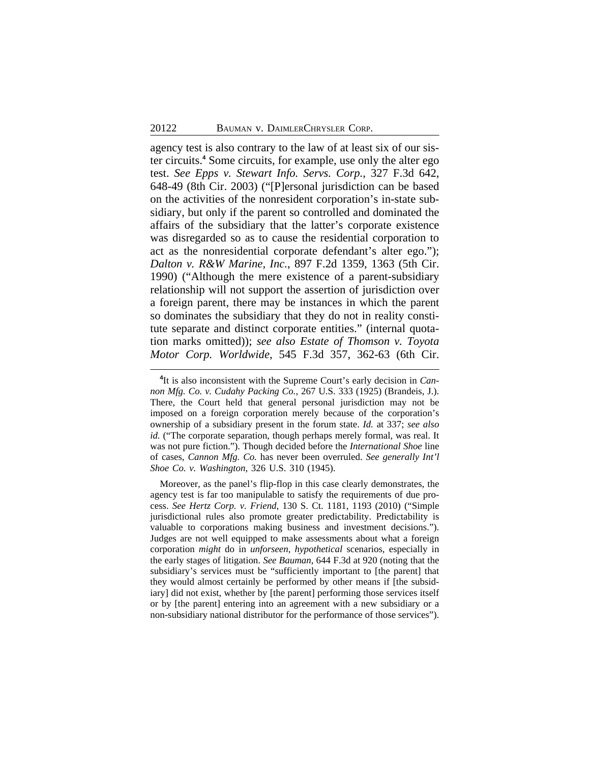agency test is also contrary to the law of at least six of our sister circuits.[4] Some circuits, for example, use only the alter ego test. *See Epps v. Stewart Info. Servs. Corp.*, 327 F.3d 642, 648-49 (8th Cir. 2003) ("[P]ersonal jurisdiction can be based on the activities of the nonresident corporation's in-state subsidiary, but only if the parent so controlled and dominated the affairs of the subsidiary that the latter's corporate existence was disregarded so as to cause the residential corporation to act as the nonresidential corporate defendant's alter ego."); *Dalton v. R&W Marine, Inc.*, 897 F.2d 1359, 1363 (5th Cir. 1990) ("Although the mere existence of a parent-subsidiary relationship will not support the assertion of jurisdiction over a foreign parent, there may be instances in which the parent so dominates the subsidiary that they do not in reality constitute separate and distinct corporate entities." (internal quotation marks omitted)); *see also Estate of Thomson v. Toyota Motor Corp. Worldwide*, 545 F.3d 357, 362-63 (6th Cir.

---

[4]It is also inconsistent with the Supreme Court's early decision in *Cannon Mfg. Co. v. Cudahy Packing Co.*, 267 U.S. 333 (1925) (Brandeis, J.). There, the Court held that general personal jurisdiction may not be imposed on a foreign corporation merely because of the corporation's ownership of a subsidiary present in the forum state. *Id.* at 337; *see also id.* ("The corporate separation, though perhaps merely formal, was real. It was not pure fiction."). Though decided before the *International Shoe* line of cases, *Cannon Mfg. Co.* has never been overruled. *See generally Int'l Shoe Co. v. Washington*, 326 U.S. 310 (1945).

Moreover, as the panel's flip-flop in this case clearly demonstrates, the agency test is far too manipulable to satisfy the requirements of due process. *See Hertz Corp. v. Friend*, 130 S. Ct. 1181, 1193 (2010) ("Simple jurisdictional rules also promote greater predictability. Predictability is valuable to corporations making business and investment decisions."). Judges are not well equipped to make assessments about what a foreign corporation *might* do in *unforseen*, *hypothetical* scenarios, especially in the early stages of litigation. *See Bauman*, 644 F.3d at 920 (noting that the subsidiary's services must be "sufficiently important to [the parent] that they would almost certainly be performed by other means if [the subsidiary] did not exist, whether by [the parent] performing those services itself or by [the parent] entering into an agreement with a new subsidiary or a non-subsidiary national distributor for the performance of those services").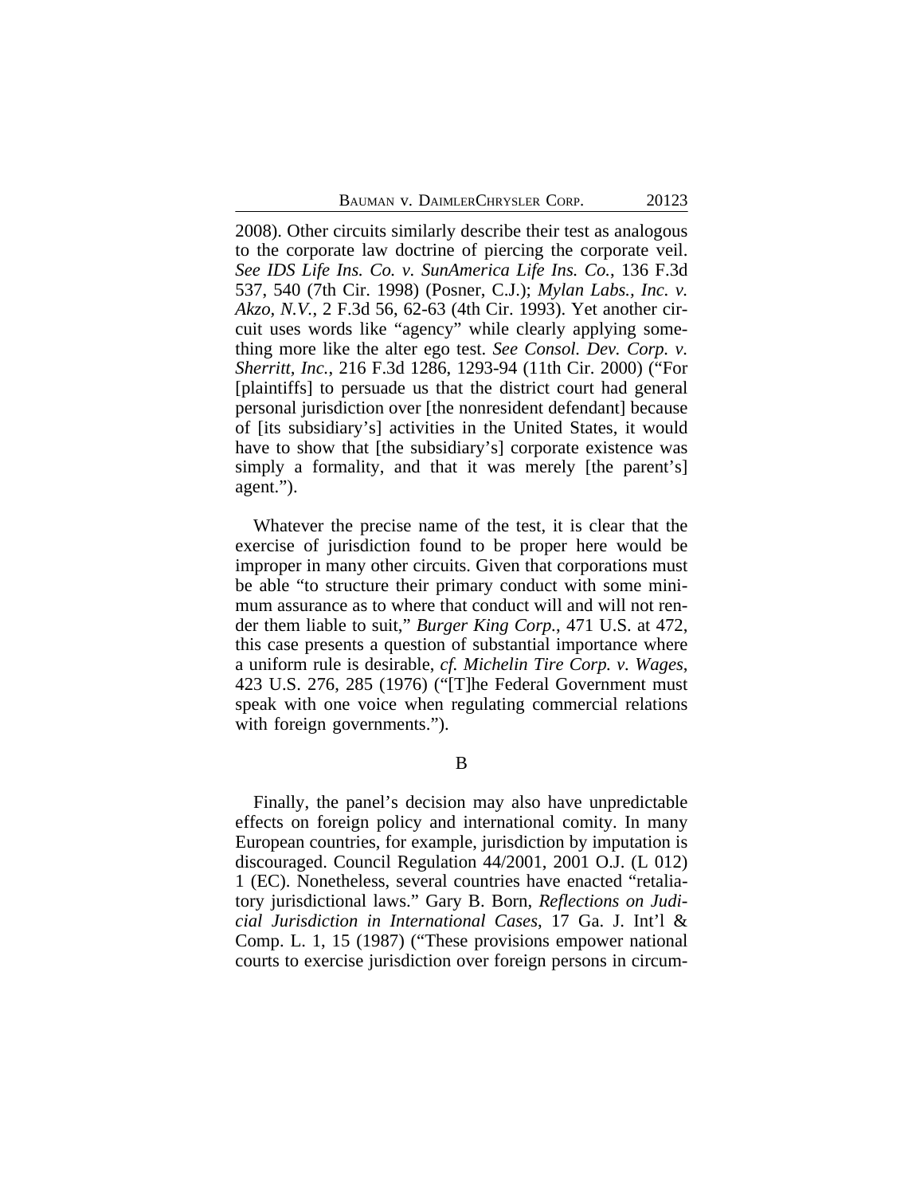2008). Other circuits similarly describe their test as analogous to the corporate law doctrine of piercing the corporate veil. *See IDS Life Ins. Co. v. SunAmerica Life Ins. Co.*, 136 F.3d 537, 540 (7th Cir. 1998) (Posner, C.J.); *Mylan Labs., Inc. v. Akzo, N.V.*, 2 F.3d 56, 62-63 (4th Cir. 1993). Yet another circuit uses words like "agency" while clearly applying something more like the alter ego test. *See Consol. Dev. Corp. v. Sherritt, Inc.*, 216 F.3d 1286, 1293-94 (11th Cir. 2000) ("For [plaintiffs] to persuade us that the district court had general personal jurisdiction over [the nonresident defendant] because of [its subsidiary's] activities in the United States, it would have to show that [the subsidiary's] corporate existence was simply a formality, and that it was merely [the parent's] agent.").

Whatever the precise name of the test, it is clear that the exercise of jurisdiction found to be proper here would be improper in many other circuits. Given that corporations must be able "to structure their primary conduct with some minimum assurance as to where that conduct will and will not render them liable to suit," *Burger King Corp.*, 471 U.S. at 472, this case presents a question of substantial importance where a uniform rule is desirable, *cf. Michelin Tire Corp. v. Wages*, 423 U.S. 276, 285 (1976) ("[T]he Federal Government must speak with one voice when regulating commercial relations with foreign governments.").

## B

Finally, the panel's decision may also have unpredictable effects on foreign policy and international comity. In many European countries, for example, jurisdiction by imputation is discouraged. Council Regulation 44/2001, 2001 O.J. (L 012) 1 (EC). Nonetheless, several countries have enacted "retaliatory jurisdictional laws." Gary B. Born, *Reflections on Judicial Jurisdiction in International Cases*, 17 Ga. J. Int'l & Comp. L. 1, 15 (1987) ("These provisions empower national courts to exercise jurisdiction over foreign persons in circum-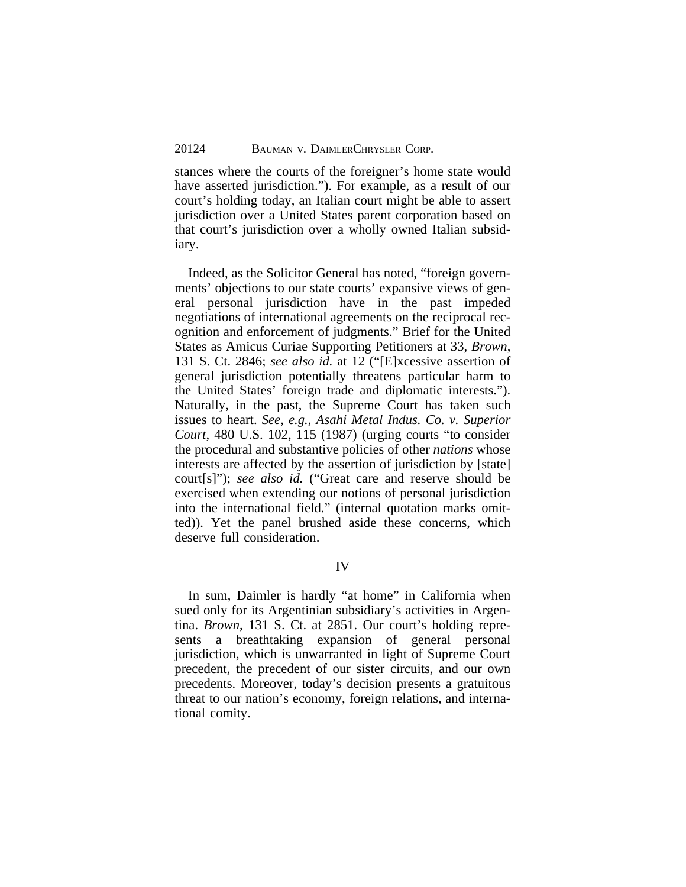stances where the courts of the foreigner's home state would have asserted jurisdiction."). For example, as a result of our court's holding today, an Italian court might be able to assert jurisdiction over a United States parent corporation based on that court's jurisdiction over a wholly owned Italian subsidiary.

Indeed, as the Solicitor General has noted, "foreign governments' objections to our state courts' expansive views of general personal jurisdiction have in the past impeded negotiations of international agreements on the reciprocal recognition and enforcement of judgments." Brief for the United States as Amicus Curiae Supporting Petitioners at 33, *Brown*, 131 S. Ct. 2846; *see also id.* at 12 ("[E]xcessive assertion of general jurisdiction potentially threatens particular harm to the United States' foreign trade and diplomatic interests."). Naturally, in the past, the Supreme Court has taken such issues to heart. *See, e.g.*, *Asahi Metal Indus. Co. v. Superior Court*, 480 U.S. 102, 115 (1987) (urging courts "to consider the procedural and substantive policies of other *nations* whose interests are affected by the assertion of jurisdiction by [state] court[s]"); *see also id.* ("Great care and reserve should be exercised when extending our notions of personal jurisdiction into the international field." (internal quotation marks omitted)). Yet the panel brushed aside these concerns, which deserve full consideration.

## IV

In sum, Daimler is hardly "at home" in California when sued only for its Argentinian subsidiary's activities in Argentina. *Brown*, 131 S. Ct. at 2851. Our court's holding represents a breathtaking expansion of general personal jurisdiction, which is unwarranted in light of Supreme Court precedent, the precedent of our sister circuits, and our own precedents. Moreover, today's decision presents a gratuitous threat to our nation's economy, foreign relations, and international comity.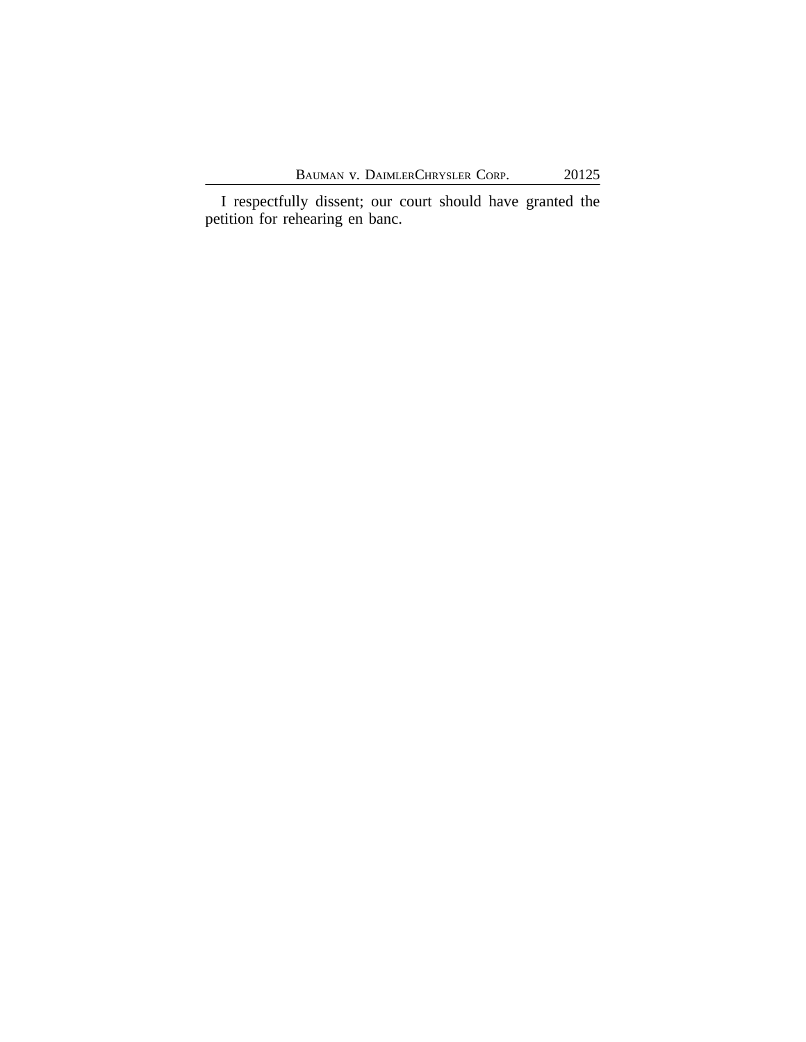I respectfully dissent; our court should have granted the petition for rehearing en banc.